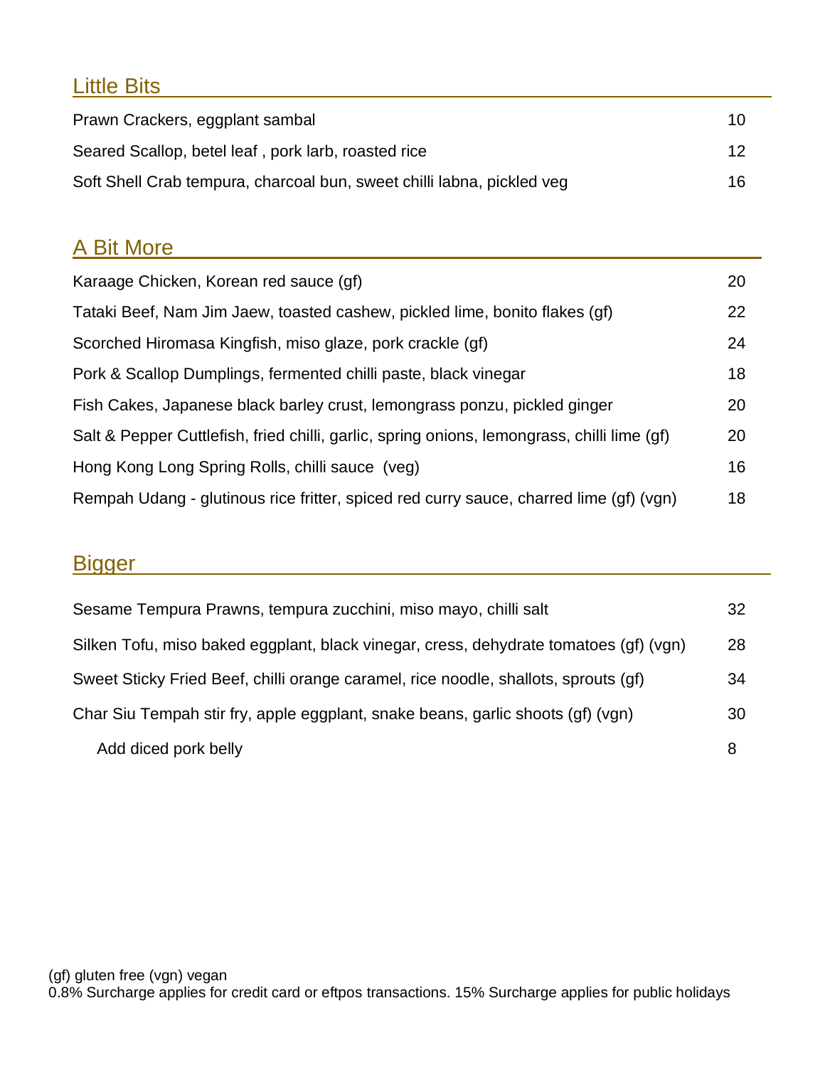## Little Bits

| | |
|---|---|
| Prawn Crackers, eggplant sambal | 10 |
| Seared Scallop, betel leaf , pork larb, roasted rice | 12 |
| Soft Shell Crab tempura, charcoal bun, sweet chilli labna, pickled veg | 16 |

## A Bit More

| | |
|---|---|
| Karaage Chicken, Korean red sauce (gf) | 20 |
| Tataki Beef, Nam Jim Jaew, toasted cashew, pickled lime, bonito flakes (gf) | 22 |
| Scorched Hiromasa Kingfish, miso glaze, pork crackle (gf) | 24 |
| Pork & Scallop Dumplings, fermented chilli paste, black vinegar | 18 |
| Fish Cakes, Japanese black barley crust, lemongrass ponzu, pickled ginger | 20 |
| Salt & Pepper Cuttlefish, fried chilli, garlic, spring onions, lemongrass, chilli lime (gf) | 20 |
| Hong Kong Long Spring Rolls, chilli sauce (veg) | 16 |
| Rempah Udang - glutinous rice fritter, spiced red curry sauce, charred lime (gf) (vgn) | 18 |

## Bigger

| | |
|---|---|
| Sesame Tempura Prawns, tempura zucchini, miso mayo, chilli salt | 32 |
| Silken Tofu, miso baked eggplant, black vinegar, cress, dehydrate tomatoes (gf) (vgn) | 28 |
| Sweet Sticky Fried Beef, chilli orange caramel, rice noodle, shallots, sprouts (gf) | 34 |
| Char Siu Tempah stir fry, apple eggplant, snake beans, garlic shoots (gf) (vgn) | 30 |
| Add diced pork belly | 8 |

(gf) gluten free (vgn) vegan

0.8% Surcharge applies for credit card or eftpos transactions. 15% Surcharge applies for public holidays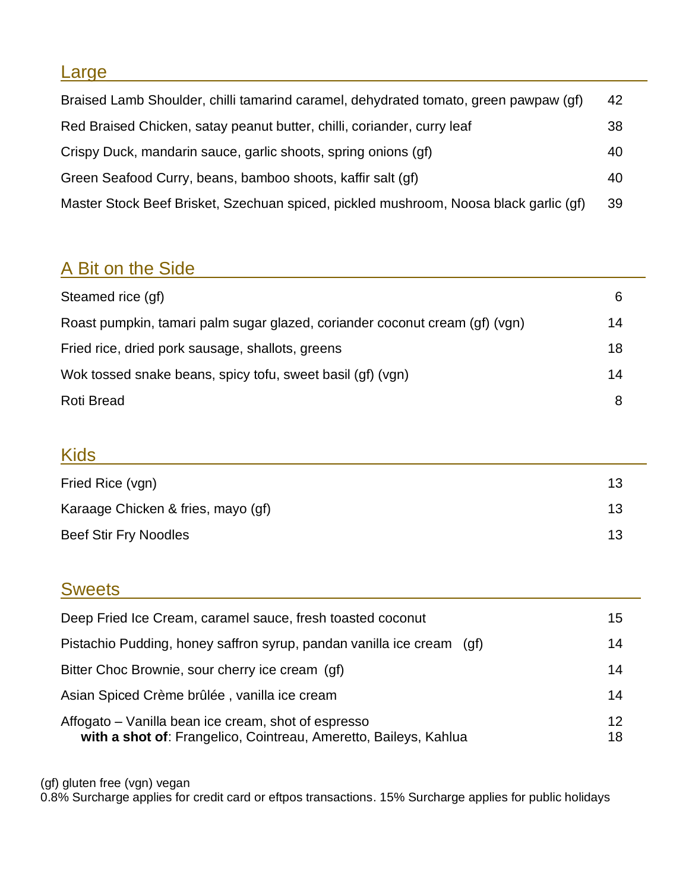## Large

| | |
|---|---|
| Braised Lamb Shoulder, chilli tamarind caramel, dehydrated tomato, green pawpaw (gf) | 42 |
| Red Braised Chicken, satay peanut butter, chilli, coriander, curry leaf | 38 |
| Crispy Duck, mandarin sauce, garlic shoots, spring onions (gf) | 40 |
| Green Seafood Curry, beans, bamboo shoots, kaffir salt (gf) | 40 |
| Master Stock Beef Brisket, Szechuan spiced, pickled mushroom, Noosa black garlic (gf) | 39 |

## A Bit on the Side

| | |
|---|---|
| Steamed rice (gf) | 6 |
| Roast pumpkin, tamari palm sugar glazed, coriander coconut cream (gf) (vgn) | 14 |
| Fried rice, dried pork sausage, shallots, greens | 18 |
| Wok tossed snake beans, spicy tofu, sweet basil (gf) (vgn) | 14 |
| Roti Bread | 8 |

## Kids

| | |
|---|---|
| Fried Rice (vgn) | 13 |
| Karaage Chicken & fries, mayo (gf) | 13 |
| Beef Stir Fry Noodles | 13 |

## Sweets

| | |
|---|---|
| Deep Fried Ice Cream, caramel sauce, fresh toasted coconut | 15 |
| Pistachio Pudding, honey saffron syrup, pandan vanilla ice cream (gf) | 14 |
| Bitter Choc Brownie, sour cherry ice cream (gf) | 14 |
| Asian Spiced Crème brûlée , vanilla ice cream | 14 |
| Affogato – Vanilla bean ice cream, shot of espresso | 12 |
| **with a shot of**: Frangelico, Cointreau, Ameretto, Baileys, Kahlua | 18 |

(gf) gluten free (vgn) vegan
0.8% Surcharge applies for credit card or eftpos transactions. 15% Surcharge applies for public holidays